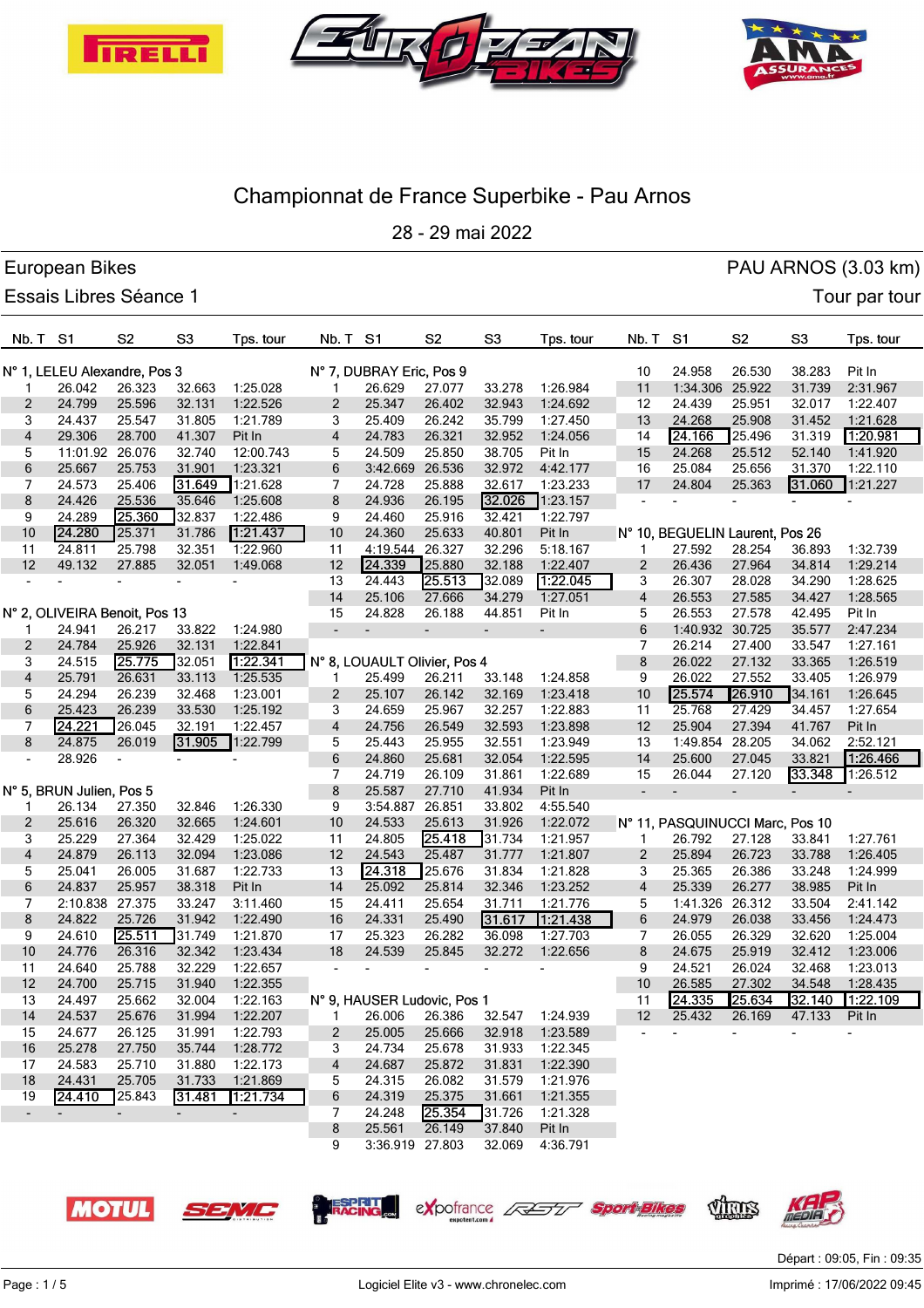# Championnat de France Superbike - Pau Arnos

28 - 29 mai 2022

European Bikes — PAU ARNOS (3.03 km)

Essais Libres Séance 1 — Tour par tour

### N° 1, LELEU Alexandre, Pos 3

| Nb. T | S1 | S2 | S3 | Tps. tour |
|---|---|---|---|---|
| 1 | 26.042 | 26.323 | 32.663 | 1:25.028 |
| 2 | 24.799 | 25.596 | 32.131 | 1:22.526 |
| 3 | 24.437 | 25.547 | 31.805 | 1:21.789 |
| 4 | 29.306 | 28.700 | 41.307 | Pit In |
| 5 | 11:01.92 | 26.076 | 32.740 | 12:00.743 |
| 6 | 25.667 | 25.753 | 31.901 | 1:23.321 |
| 7 | 24.573 | 25.406 | 31.649 | 1:21.628 |
| 8 | 24.426 | 25.536 | 35.646 | 1:25.608 |
| 9 | 24.289 | 25.360 | 32.837 | 1:22.486 |
| 10 | 24.280 | 25.371 | 31.786 | 1:21.437 |
| 11 | 24.811 | 25.798 | 32.351 | 1:22.960 |
| 12 | 49.132 | 27.885 | 32.051 | 1:49.068 |
| - | - | - | - | - |

### N° 2, OLIVEIRA Benoit, Pos 13

| Nb. T | S1 | S2 | S3 | Tps. tour |
|---|---|---|---|---|
| 1 | 24.941 | 26.217 | 33.822 | 1:24.980 |
| 2 | 24.784 | 25.926 | 32.131 | 1:22.841 |
| 3 | 24.515 | 25.775 | 32.051 | 1:22.341 |
| 4 | 25.791 | 26.631 | 33.113 | 1:25.535 |
| 5 | 24.294 | 26.239 | 32.468 | 1:23.001 |
| 6 | 25.423 | 26.239 | 33.530 | 1:25.192 |
| 7 | 24.221 | 26.045 | 32.191 | 1:22.457 |
| 8 | 24.875 | 26.019 | 31.905 | 1:22.799 |
| - | 28.926 | - | - | - |

### N° 5, BRUN Julien, Pos 5

| Nb. T | S1 | S2 | S3 | Tps. tour |
|---|---|---|---|---|
| 1 | 26.134 | 27.350 | 32.846 | 1:26.330 |
| 2 | 25.616 | 26.320 | 32.665 | 1:24.601 |
| 3 | 25.229 | 27.364 | 32.429 | 1:25.022 |
| 4 | 24.879 | 26.113 | 32.094 | 1:23.086 |
| 5 | 25.041 | 26.005 | 31.687 | 1:22.733 |
| 6 | 24.837 | 25.957 | 38.318 | Pit In |
| 7 | 2:10.838 | 27.375 | 33.247 | 3:11.460 |
| 8 | 24.822 | 25.726 | 31.942 | 1:22.490 |
| 9 | 24.610 | 25.511 | 31.749 | 1:21.870 |
| 10 | 24.776 | 26.316 | 32.342 | 1:23.434 |
| 11 | 24.640 | 25.788 | 32.229 | 1:22.657 |
| 12 | 24.700 | 25.715 | 31.940 | 1:22.355 |
| 13 | 24.497 | 25.662 | 32.004 | 1:22.163 |
| 14 | 24.537 | 25.676 | 31.994 | 1:22.207 |
| 15 | 24.677 | 26.125 | 31.991 | 1:22.793 |
| 16 | 25.278 | 27.750 | 35.744 | 1:28.772 |
| 17 | 24.583 | 25.710 | 31.880 | 1:22.173 |
| 18 | 24.431 | 25.705 | 31.733 | 1:21.869 |
| 19 | 24.410 | 25.843 | 31.481 | 1:21.734 |
| - | - | - | - | - |

### N° 7, DUBRAY Eric, Pos 9

| Nb. T | S1 | S2 | S3 | Tps. tour |
|---|---|---|---|---|
| 1 | 26.629 | 27.077 | 33.278 | 1:26.984 |
| 2 | 25.347 | 26.402 | 32.943 | 1:24.692 |
| 3 | 25.409 | 26.242 | 35.799 | 1:27.450 |
| 4 | 24.783 | 26.321 | 32.952 | 1:24.056 |
| 5 | 24.509 | 25.850 | 38.705 | Pit In |
| 6 | 3:42.669 | 26.536 | 32.972 | 4:42.177 |
| 7 | 24.728 | 25.888 | 32.617 | 1:23.233 |
| 8 | 24.936 | 26.195 | 32.026 | 1:23.157 |
| 9 | 24.460 | 25.916 | 32.421 | 1:22.797 |
| 10 | 24.360 | 25.633 | 40.801 | Pit In |
| 11 | 4:19.544 | 26.327 | 32.296 | 5:18.167 |
| 12 | 24.339 | 25.880 | 32.188 | 1:22.407 |
| 13 | 24.443 | 25.513 | 32.089 | 1:22.045 |
| 14 | 25.106 | 27.666 | 34.279 | 1:27.051 |
| 15 | 24.828 | 26.188 | 44.851 | Pit In |
| - | - | - | - | - |

### N° 8, LOUAULT Olivier, Pos 4

| Nb. T | S1 | S2 | S3 | Tps. tour |
|---|---|---|---|---|
| 1 | 25.499 | 26.211 | 33.148 | 1:24.858 |
| 2 | 25.107 | 26.142 | 32.169 | 1:23.418 |
| 3 | 24.659 | 25.967 | 32.257 | 1:22.883 |
| 4 | 24.756 | 26.549 | 32.593 | 1:23.898 |
| 5 | 25.443 | 25.955 | 32.551 | 1:23.949 |
| 6 | 24.860 | 25.681 | 32.054 | 1:22.595 |
| 7 | 24.719 | 26.109 | 31.861 | 1:22.689 |
| 8 | 25.587 | 27.710 | 41.934 | Pit In |
| 9 | 3:54.887 | 26.851 | 33.802 | 4:55.540 |
| 10 | 24.533 | 25.613 | 31.926 | 1:22.072 |
| 11 | 24.805 | 25.418 | 31.734 | 1:21.957 |
| 12 | 24.543 | 25.487 | 31.777 | 1:21.807 |
| 13 | 24.318 | 25.676 | 31.834 | 1:21.828 |
| 14 | 25.092 | 25.814 | 32.346 | 1:23.252 |
| 15 | 24.411 | 25.654 | 31.711 | 1:21.776 |
| 16 | 24.331 | 25.490 | 31.617 | 1:21.438 |
| 17 | 25.323 | 26.282 | 36.098 | 1:27.703 |
| 18 | 24.539 | 25.845 | 32.272 | 1:22.656 |
| - | - | - | - | - |

### N° 9, HAUSER Ludovic, Pos 1

| Nb. T | S1 | S2 | S3 | Tps. tour |
|---|---|---|---|---|
| 1 | 26.006 | 26.386 | 32.547 | 1:24.939 |
| 2 | 25.005 | 25.666 | 32.918 | 1:23.589 |
| 3 | 24.734 | 25.678 | 31.933 | 1:22.345 |
| 4 | 24.687 | 25.872 | 31.831 | 1:22.390 |
| 5 | 24.315 | 26.082 | 31.579 | 1:21.976 |
| 6 | 24.319 | 25.375 | 31.661 | 1:21.355 |
| 7 | 24.248 | 25.354 | 31.726 | 1:21.328 |
| 8 | 25.561 | 26.149 | 37.840 | Pit In |
| 9 | 3:36.919 | 27.803 | 32.069 | 4:36.791 |
| 10 | 24.958 | 26.530 | 38.283 | Pit In |
| 11 | 1:34.306 | 25.922 | 31.739 | 2:31.967 |
| 12 | 24.439 | 25.951 | 32.017 | 1:22.407 |
| 13 | 24.268 | 25.908 | 31.452 | 1:21.628 |
| 14 | 24.166 | 25.496 | 31.319 | 1:20.981 |
| 15 | 24.268 | 25.512 | 52.140 | 1:41.920 |
| 16 | 25.084 | 25.656 | 31.370 | 1:22.110 |
| 17 | 24.804 | 25.363 | 31.060 | 1:21.227 |
| - | - | - | - | - |

### N° 10, BEGUELIN Laurent, Pos 26

| Nb. T | S1 | S2 | S3 | Tps. tour |
|---|---|---|---|---|
| 1 | 27.592 | 28.254 | 36.893 | 1:32.739 |
| 2 | 26.436 | 27.964 | 34.814 | 1:29.214 |
| 3 | 26.307 | 28.028 | 34.290 | 1:28.625 |
| 4 | 26.553 | 27.585 | 34.427 | 1:28.565 |
| 5 | 26.553 | 26.225 | 42.495 | Pit In |
| 6 | 1:40.932 | 30.725 | 35.577 | 2:47.234 |
| 7 | 26.214 | 27.400 | 33.547 | 1:27.161 |
| 8 | 26.022 | 27.132 | 33.365 | 1:26.519 |
| 9 | 26.022 | 27.552 | 33.405 | 1:26.979 |
| 10 | 25.574 | 26.910 | 34.161 | 1:26.645 |
| 11 | 25.768 | 27.429 | 34.457 | 1:27.654 |
| 12 | 25.904 | 27.394 | 41.767 | Pit In |
| 13 | 1:49.854 | 28.205 | 34.062 | 2:52.121 |
| 14 | 25.600 | 27.045 | 33.821 | 1:26.466 |
| 15 | 26.044 | 27.120 | 33.348 | 1:26.512 |
| - | - | - | - | - |

### N° 11, PASQUINUCCI Marc, Pos 10

| Nb. T | S1 | S2 | S3 | Tps. tour |
|---|---|---|---|---|
| 1 | 26.792 | 27.128 | 33.841 | 1:27.761 |
| 2 | 25.894 | 26.723 | 33.788 | 1:26.405 |
| 3 | 25.365 | 26.386 | 33.248 | 1:24.999 |
| 4 | 25.339 | 26.277 | 38.985 | Pit In |
| 5 | 1:41.326 | 26.312 | 33.504 | 2:41.142 |
| 6 | 24.979 | 26.038 | 33.456 | 1:24.473 |
| 7 | 26.055 | 26.329 | 32.620 | 1:25.004 |
| 8 | 24.675 | 25.919 | 32.412 | 1:23.006 |
| 9 | 24.521 | 26.024 | 32.468 | 1:23.013 |
| 10 | 26.585 | 27.302 | 34.548 | 1:28.435 |
| 11 | 24.335 | 25.634 | 32.140 | 1:22.109 |
| 12 | 25.432 | 26.169 | 47.133 | Pit In |
| - | - | - | - | - |

Départ : 09:05, Fin : 09:35

Logiciel Elite v3 - www.chronelec.com — Imprimé : 17/06/2022 09:45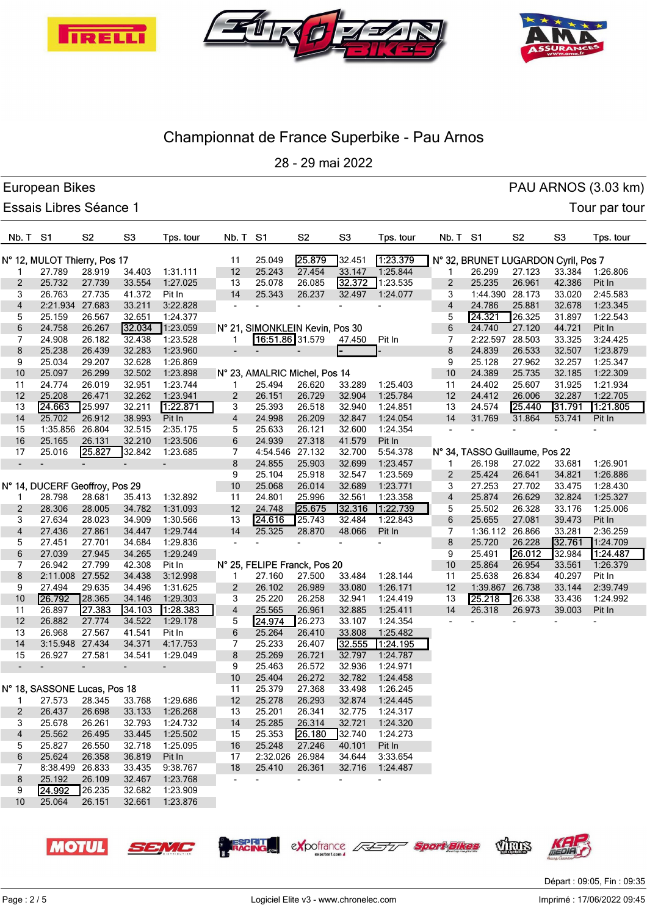# Championnat de France Superbike - Pau Arnos

28 - 29 mai 2022

European Bikes — PAU ARNOS (3.03 km)

Essais Libres Séance 1 — Tour par tour

### N° 12, MULOT Thierry, Pos 17

| Nb. T | S1 | S2 | S3 | Tps. tour |
|---|---|---|---|---|
| 1 | 27.789 | 28.919 | 34.403 | 1:31.111 |
| 2 | 25.732 | 27.739 | 33.554 | 1:27.025 |
| 3 | 26.763 | 27.735 | 41.372 | Pit In |
| 4 | 2:21.934 | 27.683 | 33.211 | 3:22.828 |
| 5 | 25.159 | 26.567 | 32.651 | 1:24.377 |
| 6 | 24.758 | 26.267 | 32.034 | 1:23.059 |
| 7 | 24.908 | 26.182 | 32.438 | 1:23.528 |
| 8 | 25.238 | 26.439 | 32.283 | 1:23.960 |
| 9 | 25.034 | 29.207 | 32.628 | 1:26.869 |
| 10 | 25.097 | 26.299 | 32.502 | 1:23.898 |
| 11 | 24.774 | 26.019 | 32.951 | 1:23.744 |
| 12 | 25.208 | 26.471 | 32.262 | 1:23.941 |
| 13 | 24.663 | 25.997 | 32.211 | 1:22.871 |
| 14 | 25.702 | 26.912 | 38.993 | Pit In |
| 15 | 1:35.856 | 26.804 | 32.515 | 2:35.175 |
| 16 | 25.165 | 26.131 | 32.210 | 1:23.506 |
| 17 | 25.016 | 25.827 | 32.842 | 1:23.685 |
| - | - | - | - | - |

### N° 14, DUCERF Geoffroy, Pos 29

| Nb. T | S1 | S2 | S3 | Tps. tour |
|---|---|---|---|---|
| 1 | 28.798 | 28.681 | 35.413 | 1:32.892 |
| 2 | 28.306 | 28.005 | 34.782 | 1:31.093 |
| 3 | 27.634 | 28.023 | 34.909 | 1:30.566 |
| 4 | 27.436 | 27.861 | 34.447 | 1:29.744 |
| 5 | 27.451 | 27.701 | 34.684 | 1:29.836 |
| 6 | 27.039 | 27.945 | 34.265 | 1:29.249 |
| 7 | 26.942 | 27.799 | 42.308 | Pit In |
| 8 | 2:11.008 | 27.552 | 34.438 | 3:12.998 |
| 9 | 27.494 | 29.635 | 34.496 | 1:31.625 |
| 10 | 26.792 | 28.365 | 34.146 | 1:29.303 |
| 11 | 26.897 | 27.383 | 34.103 | 1:28.383 |
| 12 | 26.882 | 27.774 | 34.522 | 1:29.178 |
| 13 | 26.968 | 27.567 | 41.541 | Pit In |
| 14 | 3:15.948 | 27.434 | 34.371 | 4:17.753 |
| 15 | 26.927 | 27.581 | 34.541 | 1:29.049 |
| - | - | - | - | - |

### N° 18, SASSONE Lucas, Pos 18

| Nb. T | S1 | S2 | S3 | Tps. tour |
|---|---|---|---|---|
| 1 | 27.573 | 28.345 | 33.768 | 1:29.686 |
| 2 | 26.437 | 26.698 | 33.133 | 1:26.268 |
| 3 | 25.678 | 26.261 | 32.793 | 1:24.732 |
| 4 | 25.562 | 26.495 | 33.445 | 1:25.502 |
| 5 | 25.827 | 26.550 | 32.718 | 1:25.095 |
| 6 | 25.624 | 26.358 | 36.819 | Pit In |
| 7 | 8:38.499 | 26.833 | 33.435 | 9:38.767 |
| 8 | 25.192 | 26.109 | 32.467 | 1:23.768 |
| 9 | 24.992 | 26.235 | 32.682 | 1:23.909 |
| 10 | 25.064 | 26.151 | 32.661 | 1:23.876 |
| 11 | 25.049 | 25.879 | 32.451 | 1:23.379 |
| 12 | 25.243 | 27.454 | 33.147 | 1:25.844 |
| 13 | 25.078 | 26.085 | 32.372 | 1:23.535 |
| 14 | 25.343 | 26.237 | 32.497 | 1:24.077 |
| - | - | - | - | - |

### N° 21, SIMONKLEIN Kevin, Pos 30

| Nb. T | S1 | S2 | S3 | Tps. tour |
|---|---|---|---|---|
| 1 | 16:51.86 | 31.579 | 47.450 | Pit In |
| - | - | - | - | - |

### N° 23, AMALRIC Michel, Pos 14

| Nb. T | S1 | S2 | S3 | Tps. tour |
|---|---|---|---|---|
| 1 | 25.494 | 26.620 | 33.289 | 1:25.403 |
| 2 | 26.151 | 26.729 | 32.904 | 1:25.784 |
| 3 | 25.393 | 26.518 | 32.940 | 1:24.851 |
| 4 | 24.998 | 26.209 | 32.847 | 1:24.054 |
| 5 | 25.633 | 26.121 | 32.600 | 1:24.354 |
| 6 | 24.939 | 27.318 | 41.579 | Pit In |
| 7 | 4:54.546 | 27.132 | 32.700 | 5:54.378 |
| 8 | 24.855 | 25.903 | 32.699 | 1:23.457 |
| 9 | 25.104 | 25.918 | 32.547 | 1:23.569 |
| 10 | 25.068 | 26.014 | 32.689 | 1:23.771 |
| 11 | 24.801 | 25.996 | 32.561 | 1:23.358 |
| 12 | 24.748 | 25.675 | 32.316 | 1:22.739 |
| 13 | 24.616 | 25.743 | 32.484 | 1:22.843 |
| 14 | 25.325 | 28.870 | 48.066 | Pit In |
| - | - | - | - | - |

### N° 25, FELIPE Franck, Pos 20

| Nb. T | S1 | S2 | S3 | Tps. tour |
|---|---|---|---|---|
| 1 | 27.160 | 27.500 | 33.484 | 1:28.144 |
| 2 | 26.102 | 26.989 | 33.080 | 1:26.171 |
| 3 | 25.220 | 26.258 | 32.941 | 1:24.419 |
| 4 | 25.565 | 26.961 | 32.885 | 1:25.411 |
| 5 | 24.974 | 26.273 | 33.107 | 1:24.354 |
| 6 | 25.264 | 26.410 | 33.808 | 1:25.482 |
| 7 | 25.233 | 26.407 | 32.555 | 1:24.195 |
| 8 | 25.269 | 26.721 | 32.797 | 1:24.787 |
| 9 | 25.463 | 26.572 | 32.936 | 1:24.971 |
| 10 | 25.404 | 26.272 | 32.782 | 1:24.458 |
| 11 | 25.379 | 27.368 | 33.498 | 1:26.245 |
| 12 | 25.278 | 26.293 | 32.874 | 1:24.445 |
| 13 | 25.201 | 26.341 | 32.775 | 1:24.317 |
| 14 | 25.285 | 26.314 | 32.721 | 1:24.320 |
| 15 | 25.353 | 26.180 | 32.740 | 1:24.273 |
| 16 | 25.248 | 27.246 | 40.101 | Pit In |
| 17 | 2:32.026 | 26.984 | 34.644 | 3:33.654 |
| 18 | 25.410 | 26.361 | 32.716 | 1:24.487 |
| - | - | - | - | - |

### N° 32, BRUNET LUGARDON Cyril, Pos 7

| Nb. T | S1 | S2 | S3 | Tps. tour |
|---|---|---|---|---|
| 1 | 26.299 | 27.123 | 33.384 | 1:26.806 |
| 2 | 25.235 | 26.961 | 42.386 | Pit In |
| 3 | 1:44.390 | 28.173 | 33.020 | 2:45.583 |
| 4 | 24.786 | 25.881 | 32.678 | 1:23.345 |
| 5 | 24.321 | 26.325 | 31.897 | 1:22.543 |
| 6 | 24.740 | 27.120 | 44.721 | Pit In |
| 7 | 2:22.597 | 28.503 | 33.325 | 3:24.425 |
| 8 | 24.839 | 26.533 | 32.507 | 1:23.879 |
| 9 | 25.128 | 27.962 | 32.257 | 1:25.347 |
| 10 | 24.389 | 25.735 | 32.185 | 1:22.309 |
| 11 | 24.402 | 25.607 | 31.925 | 1:21.934 |
| 12 | 24.412 | 26.006 | 32.287 | 1:22.705 |
| 13 | 24.574 | 25.440 | 31.791 | 1:21.805 |
| 14 | 31.769 | 31.864 | 53.741 | Pit In |
| - | - | - | - | - |

### N° 34, TASSO Guillaume, Pos 22

| Nb. T | S1 | S2 | S3 | Tps. tour |
|---|---|---|---|---|
| 1 | 26.198 | 27.022 | 33.681 | 1:26.901 |
| 2 | 25.424 | 26.641 | 34.821 | 1:26.886 |
| 3 | 27.253 | 27.702 | 33.475 | 1:28.430 |
| 4 | 25.874 | 26.629 | 32.824 | 1:25.327 |
| 5 | 25.502 | 26.328 | 33.176 | 1:25.006 |
| 6 | 25.655 | 27.081 | 39.473 | Pit In |
| 7 | 1:36.112 | 26.866 | 33.281 | 2:36.259 |
| 8 | 25.720 | 26.228 | 32.761 | 1:24.709 |
| 9 | 25.491 | 26.012 | 32.984 | 1:24.487 |
| 10 | 25.864 | 26.954 | 33.561 | 1:26.379 |
| 11 | 25.638 | 26.834 | 40.297 | Pit In |
| 12 | 1:39.867 | 26.738 | 33.144 | 2:39.749 |
| 13 | 25.218 | 26.338 | 33.436 | 1:24.992 |
| 14 | 26.318 | 26.973 | 39.003 | Pit In |
| - | - | - | - | - |

Départ : 09:05, Fin : 09:35

Logiciel Elite v3 - www.chronelec.com

Imprimé : 17/06/2022 09:45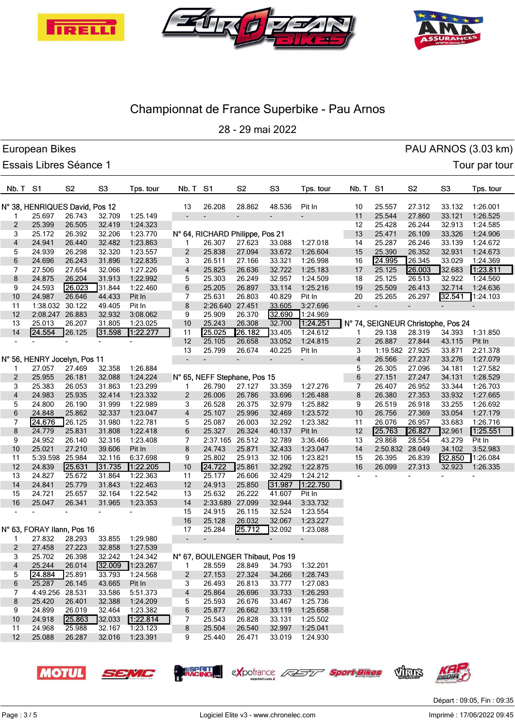# Championnat de France Superbike - Pau Arnos

28 - 29 mai 2022

European Bikes — PAU ARNOS (3.03 km)

Essais Libres Séance 1 — Tour par tour

### N° 38, HENRIQUES David, Pos 12

| Nb. T | S1 | S2 | S3 | Tps. tour |
|---|---|---|---|---|
| 1 | 25.697 | 26.743 | 32.709 | 1:25.149 |
| 2 | 25.399 | 26.505 | 32.419 | 1:24.323 |
| 3 | 25.172 | 26.392 | 32.206 | 1:23.770 |
| 4 | 24.941 | 26.440 | 32.482 | 1:23.863 |
| 5 | 24.939 | 26.298 | 32.320 | 1:23.557 |
| 6 | 24.696 | 26.243 | 31.896 | 1:22.835 |
| 7 | 27.506 | 27.654 | 32.066 | 1:27.226 |
| 8 | 24.875 | 26.204 | 31.913 | 1:22.992 |
| 9 | 24.593 | 26.023 | 31.844 | 1:22.460 |
| 10 | 24.987 | 26.646 | 44.433 | Pit In |
| 11 | 1:38.032 | 30.122 | 49.405 | Pit In |
| 12 | 2:08.247 | 26.883 | 32.932 | 3:08.062 |
| 13 | 25.013 | 26.207 | 31.805 | 1:23.025 |
| 14 | 24.554 | 26.125 | 31.598 | 1:22.277 |
| - | - | - | - | - |

### N° 56, HENRY Jocelyn, Pos 11

| Nb. T | S1 | S2 | S3 | Tps. tour |
|---|---|---|---|---|
| 1 | 27.057 | 27.469 | 32.358 | 1:26.884 |
| 2 | 25.955 | 26.181 | 32.088 | 1:24.224 |
| 3 | 25.383 | 26.053 | 31.863 | 1:23.299 |
| 4 | 24.983 | 25.935 | 32.414 | 1:23.332 |
| 5 | 24.800 | 26.190 | 31.999 | 1:22.989 |
| 6 | 24.848 | 25.862 | 32.337 | 1:23.047 |
| 7 | 24.676 | 26.125 | 31.980 | 1:22.781 |
| 8 | 24.779 | 25.831 | 31.808 | 1:22.418 |
| 9 | 24.952 | 26.140 | 32.316 | 1:23.408 |
| 10 | 25.021 | 27.210 | 39.606 | Pit In |
| 11 | 5:39.598 | 25.984 | 32.116 | 6:37.698 |
| 12 | 24.839 | 25.631 | 31.735 | 1:22.205 |
| 13 | 24.827 | 25.672 | 31.864 | 1:22.363 |
| 14 | 24.841 | 25.779 | 31.843 | 1:22.463 |
| 15 | 24.721 | 25.657 | 32.164 | 1:22.542 |
| 16 | 25.047 | 26.341 | 31.965 | 1:23.353 |
| - | - | - | - | - |

### N° 63, FORAY Ilann, Pos 16

| Nb. T | S1 | S2 | S3 | Tps. tour |
|---|---|---|---|---|
| 1 | 27.832 | 28.293 | 33.855 | 1:29.980 |
| 2 | 27.458 | 27.223 | 32.858 | 1:27.539 |
| 3 | 25.702 | 26.398 | 32.242 | 1:24.342 |
| 4 | 25.244 | 26.014 | 32.009 | 1:23.267 |
| 5 | 24.884 | 25.891 | 33.793 | 1:24.568 |
| 6 | 25.287 | 26.145 | 43.665 | Pit In |
| 7 | 4:49.256 | 28.531 | 33.586 | 5:51.373 |
| 8 | 25.420 | 26.401 | 32.388 | 1:24.209 |
| 9 | 24.899 | 26.019 | 32.464 | 1:23.382 |
| 10 | 24.918 | 25.863 | 32.033 | 1:22.814 |
| 11 | 24.968 | 25.988 | 32.167 | 1:23.123 |
| 12 | 25.088 | 26.287 | 32.016 | 1:23.391 |
| 13 | 26.208 | 28.862 | 48.536 | Pit In |
| - | - | - | - | - |

### N° 64, RICHARD Philippe, Pos 21

| Nb. T | S1 | S2 | S3 | Tps. tour |
|---|---|---|---|---|
| 1 | 26.307 | 27.623 | 33.088 | 1:27.018 |
| 2 | 25.838 | 27.094 | 33.672 | 1:26.604 |
| 3 | 26.511 | 27.166 | 33.321 | 1:26.998 |
| 4 | 25.825 | 26.636 | 32.722 | 1:25.183 |
| 5 | 25.303 | 26.249 | 32.957 | 1:24.509 |
| 6 | 25.205 | 26.897 | 33.114 | 1:25.216 |
| 7 | 25.631 | 26.803 | 40.829 | Pit In |
| 8 | 2:26.640 | 27.451 | 33.605 | 3:27.696 |
| 9 | 25.909 | 26.370 | 32.690 | 1:24.969 |
| 10 | 25.243 | 26.308 | 32.700 | 1:24.251 |
| 11 | 25.025 | 26.182 | 33.405 | 1:24.612 |
| 12 | 25.105 | 26.658 | 33.052 | 1:24.815 |
| 13 | 25.799 | 26.674 | 40.225 | Pit In |
| - | - | - | - | - |

### N° 65, NEFF Stephane, Pos 15

| Nb. T | S1 | S2 | S3 | Tps. tour |
|---|---|---|---|---|
| 1 | 26.790 | 27.127 | 33.359 | 1:27.276 |
| 2 | 26.006 | 26.786 | 33.696 | 1:26.488 |
| 3 | 26.528 | 26.375 | 32.979 | 1:25.882 |
| 4 | 25.107 | 25.996 | 32.469 | 1:23.572 |
| 5 | 25.087 | 26.003 | 32.292 | 1:23.382 |
| 6 | 25.327 | 26.324 | 40.137 | Pit In |
| 7 | 2:37.165 | 26.512 | 32.789 | 3:36.466 |
| 8 | 24.743 | 25.871 | 32.433 | 1:23.047 |
| 9 | 25.802 | 25.913 | 32.106 | 1:23.821 |
| 10 | 24.722 | 25.861 | 32.292 | 1:22.875 |
| 11 | 25.177 | 26.606 | 32.429 | 1:24.212 |
| 12 | 24.913 | 25.850 | 31.987 | 1:22.750 |
| 13 | 25.632 | 26.222 | 41.607 | Pit In |
| 14 | 2:33.689 | 27.099 | 32.944 | 3:33.732 |
| 15 | 24.915 | 26.115 | 32.524 | 1:23.554 |
| 16 | 25.128 | 26.032 | 32.067 | 1:23.227 |
| 17 | 25.284 | 25.712 | 32.092 | 1:23.088 |
| - | - | - | - | - |

### N° 67, BOULENGER Thibaut, Pos 19

| Nb. T | S1 | S2 | S3 | Tps. tour |
|---|---|---|---|---|
| 1 | 28.559 | 28.849 | 34.793 | 1:32.201 |
| 2 | 27.153 | 27.324 | 34.266 | 1:28.743 |
| 3 | 26.493 | 26.813 | 33.777 | 1:27.083 |
| 4 | 25.864 | 26.696 | 33.733 | 1:26.293 |
| 5 | 25.593 | 26.676 | 33.467 | 1:25.736 |
| 6 | 25.877 | 26.662 | 33.119 | 1:25.658 |
| 7 | 25.543 | 26.828 | 33.131 | 1:25.502 |
| 8 | 25.504 | 26.540 | 32.997 | 1:25.041 |
| 9 | 25.440 | 26.471 | 33.019 | 1:24.930 |
| 10 | 25.557 | 27.312 | 33.132 | 1:26.001 |
| 11 | 25.544 | 27.860 | 33.121 | 1:26.525 |
| 12 | 25.428 | 26.244 | 32.913 | 1:24.585 |
| 13 | 25.471 | 26.109 | 33.326 | 1:24.906 |
| 14 | 25.287 | 26.246 | 33.139 | 1:24.672 |
| 15 | 25.390 | 26.352 | 32.931 | 1:24.673 |
| 16 | 24.995 | 26.345 | 33.029 | 1:24.369 |
| 17 | 25.125 | 26.003 | 32.683 | 1:23.811 |
| 18 | 25.125 | 26.513 | 32.922 | 1:24.560 |
| 19 | 25.509 | 26.413 | 32.714 | 1:24.636 |
| 20 | 25.265 | 26.297 | 32.541 | 1:24.103 |
| - | - | - | - | - |

### N° 74, SEIGNEUR Christophe, Pos 24

| Nb. T | S1 | S2 | S3 | Tps. tour |
|---|---|---|---|---|
| 1 | 29.138 | 28.319 | 34.393 | 1:31.850 |
| 2 | 26.887 | 27.844 | 43.115 | Pit In |
| 3 | 1:19.582 | 27.925 | 33.871 | 2:21.378 |
| 4 | 26.566 | 27.237 | 33.276 | 1:27.079 |
| 5 | 26.305 | 27.096 | 34.181 | 1:27.582 |
| 6 | 27.151 | 27.247 | 34.131 | 1:28.529 |
| 7 | 26.407 | 26.952 | 33.344 | 1:26.703 |
| 8 | 26.380 | 27.353 | 33.932 | 1:27.665 |
| 9 | 26.519 | 26.918 | 33.255 | 1:26.692 |
| 10 | 26.756 | 27.369 | 33.054 | 1:27.179 |
| 11 | 26.076 | 26.957 | 33.683 | 1:26.716 |
| 12 | 25.763 | 26.827 | 32.961 | 1:25.551 |
| 13 | 29.868 | 28.554 | 43.279 | Pit In |
| 14 | 2:50.832 | 28.049 | 34.102 | 3:52.983 |
| 15 | 26.395 | 26.839 | 32.850 | 1:26.084 |
| 16 | 26.099 | 27.313 | 32.923 | 1:26.335 |
| - | - | - | - | - |

Départ : 09:05, Fin : 09:35

Logiciel Elite v3 - www.chronelec.com

Imprimé : 17/06/2022 09:45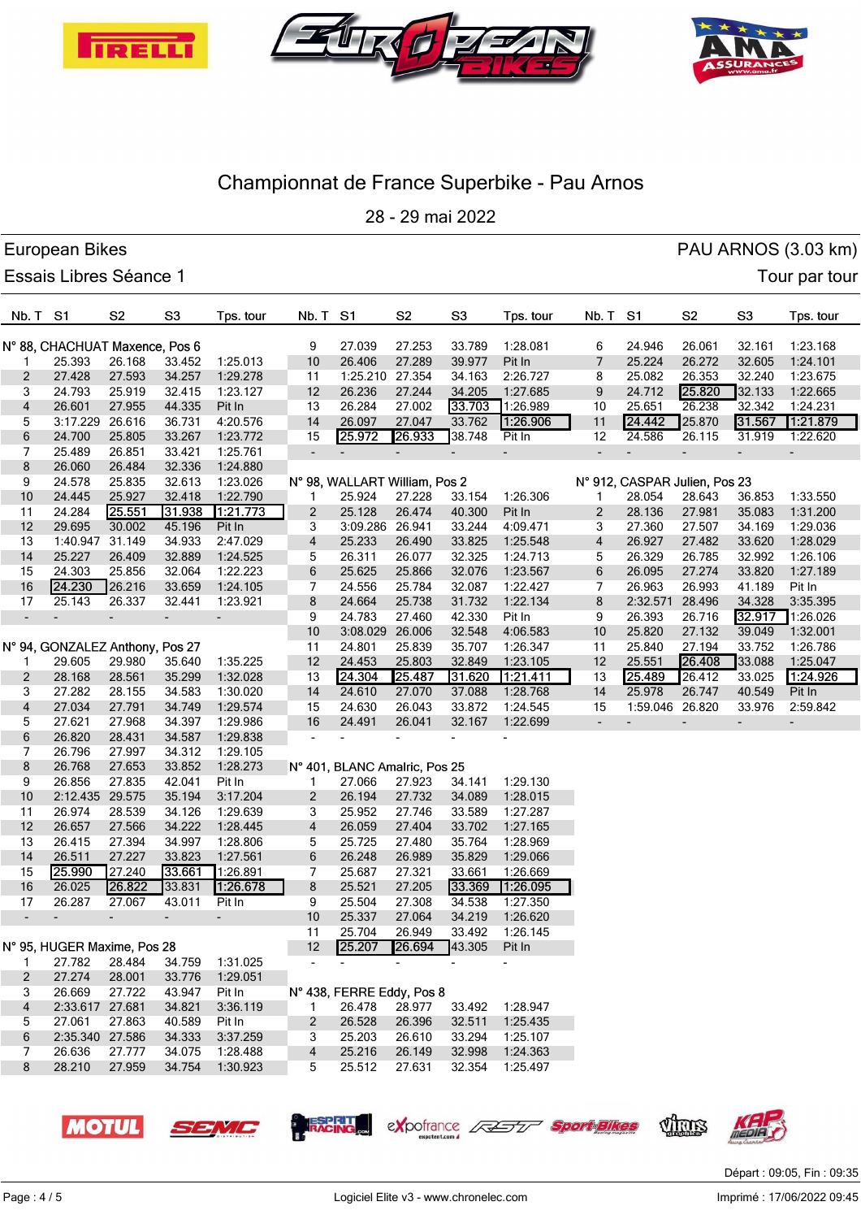# Championnat de France Superbike - Pau Arnos

28 - 29 mai 2022

**European Bikes** — PAU ARNOS (3.03 km)

**Essais Libres Séance 1** — Tour par tour

## N° 88, CHACHUAT Maxence, Pos 6

| Nb. T | S1 | S2 | S3 | Tps. tour |
|---|---|---|---|---|
| 1 | 25.393 | 26.168 | 33.452 | 1:25.013 |
| 2 | 27.428 | 27.593 | 34.257 | 1:29.278 |
| 3 | 24.793 | 25.919 | 32.415 | 1:23.127 |
| 4 | 26.601 | 27.955 | 44.335 | Pit In |
| 5 | 3:17.229 | 26.616 | 36.731 | 4:20.576 |
| 6 | 24.700 | 25.805 | 33.267 | 1:23.772 |
| 7 | 25.489 | 26.851 | 33.421 | 1:25.761 |
| 8 | 26.060 | 26.484 | 32.336 | 1:24.880 |
| 9 | 24.578 | 25.835 | 32.613 | 1:23.026 |
| 10 | 24.445 | 25.927 | 32.418 | 1:22.790 |
| 11 | 24.284 | 25.551 | 31.938 | 1:21.773 |
| 12 | 29.695 | 30.002 | 45.196 | Pit In |
| 13 | 1:40.947 | 31.149 | 34.933 | 2:47.029 |
| 14 | 25.227 | 26.409 | 32.889 | 1:24.525 |
| 15 | 24.303 | 25.856 | 32.064 | 1:22.223 |
| 16 | 24.230 | 26.216 | 33.659 | 1:24.105 |
| 17 | 25.143 | 26.337 | 32.441 | 1:23.921 |
| - | - | - | - | - |

## N° 94, GONZALEZ Anthony, Pos 27

| Nb. T | S1 | S2 | S3 | Tps. tour |
|---|---|---|---|---|
| 1 | 29.605 | 29.980 | 35.640 | 1:35.225 |
| 2 | 28.168 | 28.561 | 35.299 | 1:32.028 |
| 3 | 27.282 | 28.155 | 34.583 | 1:30.020 |
| 4 | 27.034 | 27.791 | 34.749 | 1:29.574 |
| 5 | 27.621 | 27.968 | 34.397 | 1:29.986 |
| 6 | 26.820 | 28.431 | 34.587 | 1:29.838 |
| 7 | 26.796 | 27.997 | 34.312 | 1:29.105 |
| 8 | 26.768 | 27.653 | 33.852 | 1:28.273 |
| 9 | 26.856 | 27.835 | 42.041 | Pit In |
| 10 | 2:12.435 | 29.575 | 35.194 | 3:17.204 |
| 11 | 26.974 | 28.539 | 34.126 | 1:29.639 |
| 12 | 26.657 | 27.566 | 34.222 | 1:28.445 |
| 13 | 26.415 | 27.394 | 34.997 | 1:28.806 |
| 14 | 26.511 | 27.227 | 33.823 | 1:27.561 |
| 15 | 25.990 | 27.240 | 33.661 | 1:26.891 |
| 16 | 26.025 | 26.822 | 33.831 | 1:26.678 |
| 17 | 26.287 | 27.067 | 43.011 | Pit In |
| - | - | - | - | - |

## N° 95, HUGER Maxime, Pos 28

| Nb. T | S1 | S2 | S3 | Tps. tour |
|---|---|---|---|---|
| 1 | 27.782 | 28.484 | 34.759 | 1:31.025 |
| 2 | 27.274 | 28.001 | 33.776 | 1:29.051 |
| 3 | 26.669 | 27.722 | 43.947 | Pit In |
| 4 | 2:33.617 | 27.681 | 34.821 | 3:36.119 |
| 5 | 27.061 | 27.863 | 40.589 | Pit In |
| 6 | 2:35.340 | 27.586 | 34.333 | 3:37.259 |
| 7 | 26.636 | 27.777 | 34.075 | 1:28.488 |
| 8 | 28.210 | 27.959 | 34.754 | 1:30.923 |
| 9 | 27.039 | 27.253 | 33.789 | 1:28.081 |
| 10 | 26.406 | 27.289 | 39.977 | Pit In |
| 11 | 1:25.210 | 27.354 | 34.163 | 2:26.727 |
| 12 | 26.236 | 27.244 | 34.205 | 1:27.685 |
| 13 | 26.284 | 27.002 | 33.703 | 1:26.989 |
| 14 | 26.097 | 27.047 | 33.762 | 1:26.906 |
| 15 | 25.972 | 26.933 | 38.748 | Pit In |
| - | - | - | - | - |

## N° 98, WALLART William, Pos 2

| Nb. T | S1 | S2 | S3 | Tps. tour |
|---|---|---|---|---|
| 1 | 25.924 | 27.228 | 33.154 | 1:26.306 |
| 2 | 25.128 | 26.474 | 40.300 | Pit In |
| 3 | 3:09.286 | 26.941 | 33.244 | 4:09.471 |
| 4 | 25.233 | 26.490 | 33.825 | 1:25.548 |
| 5 | 26.311 | 26.077 | 32.325 | 1:24.713 |
| 6 | 25.625 | 25.866 | 32.076 | 1:23.567 |
| 7 | 24.556 | 25.784 | 32.087 | 1:22.427 |
| 8 | 24.664 | 25.738 | 31.732 | 1:22.134 |
| 9 | 24.783 | 27.460 | 42.330 | Pit In |
| 10 | 3:08.029 | 26.006 | 32.548 | 4:06.583 |
| 11 | 24.801 | 25.839 | 35.707 | 1:26.347 |
| 12 | 24.453 | 25.803 | 32.849 | 1:23.105 |
| 13 | 24.304 | 25.487 | 31.620 | 1:21.411 |
| 14 | 24.610 | 27.070 | 37.088 | 1:28.768 |
| 15 | 24.630 | 26.043 | 33.872 | 1:24.545 |
| 16 | 24.491 | 26.041 | 32.167 | 1:22.699 |
| - | - | - | - | - |

## N° 401, BLANC Amalric, Pos 25

| Nb. T | S1 | S2 | S3 | Tps. tour |
|---|---|---|---|---|
| 1 | 27.066 | 27.923 | 34.141 | 1:29.130 |
| 2 | 26.194 | 27.732 | 34.089 | 1:28.015 |
| 3 | 25.952 | 27.746 | 33.589 | 1:27.287 |
| 4 | 26.059 | 27.404 | 33.702 | 1:27.165 |
| 5 | 25.725 | 27.480 | 35.764 | 1:28.969 |
| 6 | 26.248 | 26.989 | 35.829 | 1:29.066 |
| 7 | 25.687 | 27.321 | 33.661 | 1:26.669 |
| 8 | 25.521 | 27.205 | 33.369 | 1:26.095 |
| 9 | 25.504 | 27.308 | 34.538 | 1:27.350 |
| 10 | 25.337 | 27.064 | 34.219 | 1:26.620 |
| 11 | 25.704 | 26.949 | 33.492 | 1:26.145 |
| 12 | 25.207 | 26.694 | 43.305 | Pit In |
| - | - | - | - | - |

## N° 438, FERRE Eddy, Pos 8

| Nb. T | S1 | S2 | S3 | Tps. tour |
|---|---|---|---|---|
| 1 | 26.478 | 28.977 | 33.492 | 1:28.947 |
| 2 | 26.528 | 26.396 | 32.511 | 1:25.435 |
| 3 | 25.203 | 26.610 | 33.294 | 1:25.107 |
| 4 | 25.216 | 26.149 | 32.998 | 1:24.363 |
| 5 | 25.512 | 27.631 | 32.354 | 1:25.497 |
| 6 | 24.946 | 26.061 | 32.161 | 1:23.168 |
| 7 | 25.224 | 26.272 | 32.605 | 1:24.101 |
| 8 | 25.082 | 26.353 | 32.240 | 1:23.675 |
| 9 | 24.712 | 25.820 | 32.133 | 1:22.665 |
| 10 | 25.651 | 26.238 | 32.342 | 1:24.231 |
| 11 | 24.442 | 25.870 | 31.567 | 1:21.879 |
| 12 | 24.586 | 26.115 | 31.919 | 1:22.620 |
| - | - | - | - | - |

## N° 912, CASPAR Julien, Pos 23

| Nb. T | S1 | S2 | S3 | Tps. tour |
|---|---|---|---|---|
| 1 | 28.054 | 28.643 | 36.853 | 1:33.550 |
| 2 | 28.136 | 27.981 | 35.083 | 1:31.200 |
| 3 | 27.360 | 27.507 | 34.169 | 1:29.036 |
| 4 | 26.927 | 27.482 | 33.620 | 1:28.029 |
| 5 | 26.329 | 26.785 | 32.992 | 1:26.106 |
| 6 | 26.095 | 27.274 | 33.820 | 1:27.189 |
| 7 | 26.963 | 26.993 | 41.189 | Pit In |
| 8 | 2:32.571 | 28.496 | 34.328 | 3:35.395 |
| 9 | 26.393 | 26.716 | 32.917 | 1:26.026 |
| 10 | 25.820 | 27.132 | 39.049 | 1:32.001 |
| 11 | 25.840 | 27.194 | 33.752 | 1:26.786 |
| 12 | 25.551 | 26.408 | 33.088 | 1:25.047 |
| 13 | 25.489 | 26.412 | 33.025 | 1:24.926 |
| 14 | 25.978 | 26.747 | 40.549 | Pit In |
| 15 | 1:59.046 | 26.820 | 33.976 | 2:59.842 |
| - | - | - | - | - |

Départ : 09:05, Fin : 09:35

Logiciel Elite v3 - www.chronelec.com

Imprimé : 17/06/2022 09:45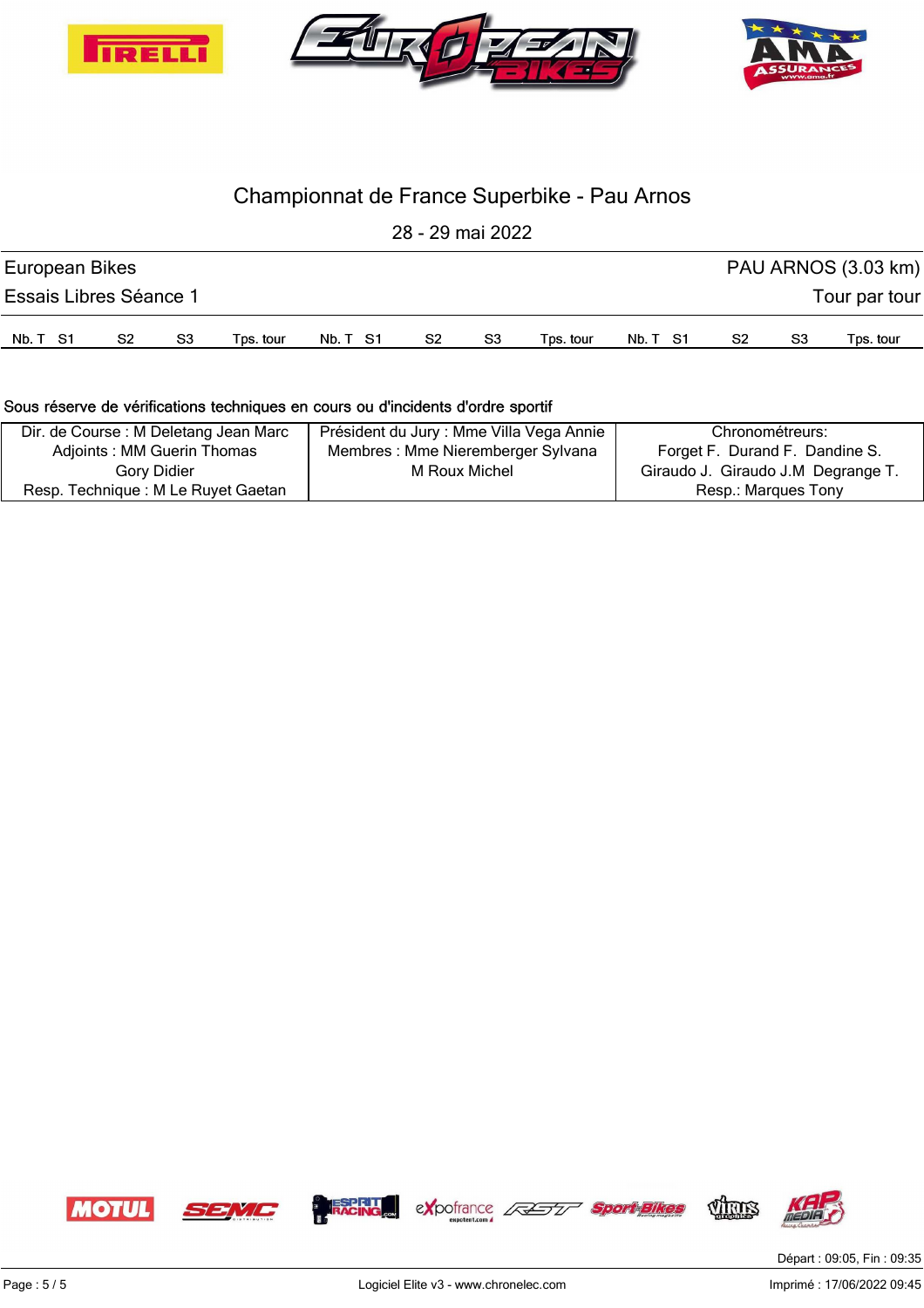# Championnat de France Superbike - Pau Arnos

28 - 29 mai 2022

European Bikes — PAU ARNOS (3.03 km)

Essais Libres Séance 1 — Tour par tour

| Nb. T | S1 | S2 | S3 | Tps. tour | Nb. T | S1 | S2 | S3 | Tps. tour | Nb. T | S1 | S2 | S3 | Tps. tour |
|---|---|---|---|---|---|---|---|---|---|---|---|---|---|---|

Sous réserve de vérifications techniques en cours ou d'incidents d'ordre sportif

| | | |
|---|---|---|
| Dir. de Course : M Deletang Jean Marc<br>Adjoints : MM Guerin Thomas<br>Gory Didier<br>Resp. Technique : M Le Ruyet Gaetan | Président du Jury : Mme Villa Vega Annie<br>Membres : Mme Nieremberger Sylvana<br>M Roux Michel | Chronométreurs:<br>Forget F. Durand F. Dandine S.<br>Giraudo J. Giraudo J.M Degrange T.<br>Resp.: Marques Tony |

Départ : 09:05, Fin : 09:35

Logiciel Elite v3 - www.chronelec.com

Imprimé : 17/06/2022 09:45